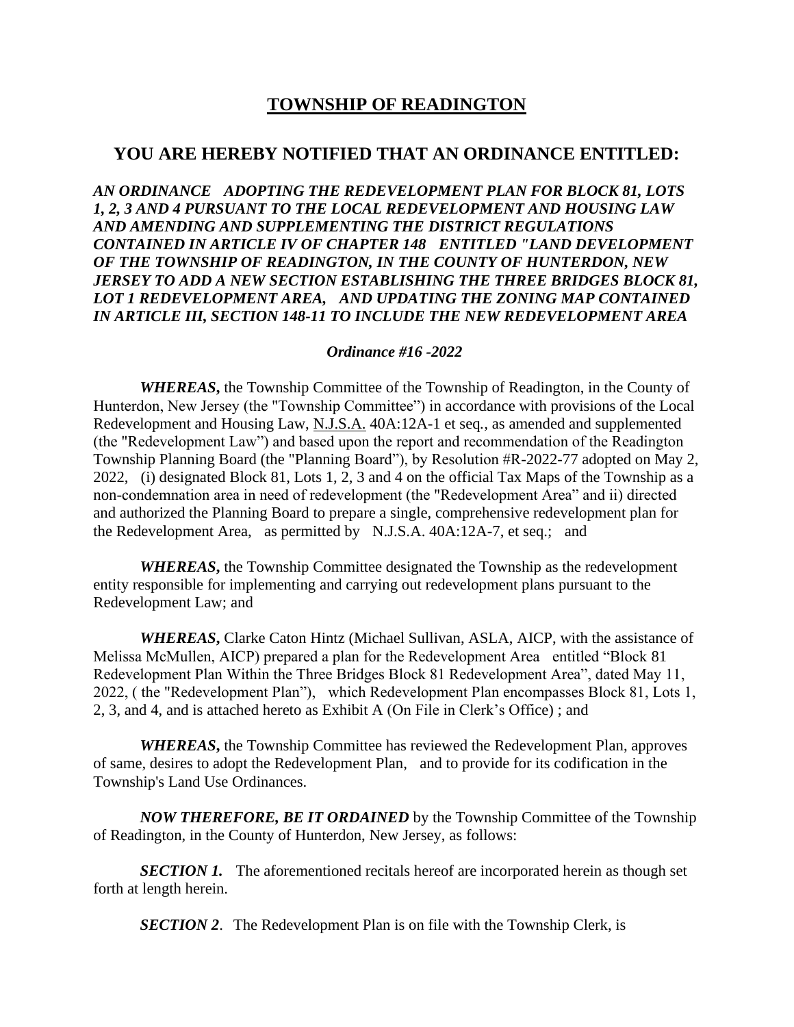# TOWNSHIP OF READINGTON

## YOU ARE HEREBY NOTIFIED THAT AN ORDINANCE ENTITLED:

***AN ORDINANCE ADOPTING THE REDEVELOPMENT PLAN FOR BLOCK 81, LOTS 1, 2, 3 AND 4 PURSUANT TO THE LOCAL REDEVELOPMENT AND HOUSING LAW AND AMENDING AND SUPPLEMENTING THE DISTRICT REGULATIONS CONTAINED IN ARTICLE IV OF CHAPTER 148 ENTITLED "LAND DEVELOPMENT OF THE TOWNSHIP OF READINGTON, IN THE COUNTY OF HUNTERDON, NEW JERSEY TO ADD A NEW SECTION ESTABLISHING THE THREE BRIDGES BLOCK 81, LOT 1 REDEVELOPMENT AREA, AND UPDATING THE ZONING MAP CONTAINED IN ARTICLE III, SECTION 148-11 TO INCLUDE THE NEW REDEVELOPMENT AREA***

***Ordinance #16 -2022***

***WHEREAS,*** the Township Committee of the Township of Readington, in the County of Hunterdon, New Jersey (the "Township Committee") in accordance with provisions of the Local Redevelopment and Housing Law, N.J.S.A. 40A:12A-1 et seq., as amended and supplemented (the "Redevelopment Law") and based upon the report and recommendation of the Readington Township Planning Board (the "Planning Board"), by Resolution #R-2022-77 adopted on May 2, 2022, (i) designated Block 81, Lots 1, 2, 3 and 4 on the official Tax Maps of the Township as a non-condemnation area in need of redevelopment (the "Redevelopment Area" and ii) directed and authorized the Planning Board to prepare a single, comprehensive redevelopment plan for the Redevelopment Area, as permitted by N.J.S.A. 40A:12A-7, et seq.; and

***WHEREAS,*** the Township Committee designated the Township as the redevelopment entity responsible for implementing and carrying out redevelopment plans pursuant to the Redevelopment Law; and

***WHEREAS,*** Clarke Caton Hintz (Michael Sullivan, ASLA, AICP, with the assistance of Melissa McMullen, AICP) prepared a plan for the Redevelopment Area entitled "Block 81 Redevelopment Plan Within the Three Bridges Block 81 Redevelopment Area", dated May 11, 2022, ( the "Redevelopment Plan"), which Redevelopment Plan encompasses Block 81, Lots 1, 2, 3, and 4, and is attached hereto as Exhibit A (On File in Clerk's Office) ; and

***WHEREAS,*** the Township Committee has reviewed the Redevelopment Plan, approves of same, desires to adopt the Redevelopment Plan, and to provide for its codification in the Township's Land Use Ordinances.

***NOW THEREFORE, BE IT ORDAINED*** by the Township Committee of the Township of Readington, in the County of Hunterdon, New Jersey, as follows:

***SECTION 1.*** The aforementioned recitals hereof are incorporated herein as though set forth at length herein.

***SECTION 2***. The Redevelopment Plan is on file with the Township Clerk, is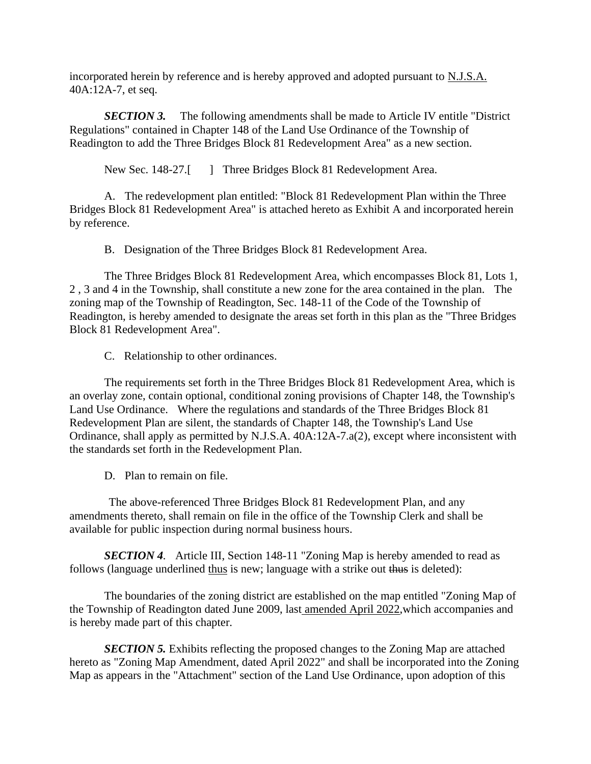incorporated herein by reference and is hereby approved and adopted pursuant to <u>N.J.S.A.</u> 40A:12A-7, et seq.

***SECTION 3.*** The following amendments shall be made to Article IV entitle "District Regulations" contained in Chapter 148 of the Land Use Ordinance of the Township of Readington to add the Three Bridges Block 81 Redevelopment Area" as a new section.

New Sec. 148-27.[ ] Three Bridges Block 81 Redevelopment Area.

A. The redevelopment plan entitled: "Block 81 Redevelopment Plan within the Three Bridges Block 81 Redevelopment Area" is attached hereto as Exhibit A and incorporated herein by reference.

B. Designation of the Three Bridges Block 81 Redevelopment Area.

The Three Bridges Block 81 Redevelopment Area, which encompasses Block 81, Lots 1, 2 , 3 and 4 in the Township, shall constitute a new zone for the area contained in the plan. The zoning map of the Township of Readington, Sec. 148-11 of the Code of the Township of Readington, is hereby amended to designate the areas set forth in this plan as the "Three Bridges Block 81 Redevelopment Area".

C. Relationship to other ordinances.

The requirements set forth in the Three Bridges Block 81 Redevelopment Area, which is an overlay zone, contain optional, conditional zoning provisions of Chapter 148, the Township's Land Use Ordinance. Where the regulations and standards of the Three Bridges Block 81 Redevelopment Plan are silent, the standards of Chapter 148, the Township's Land Use Ordinance, shall apply as permitted by N.J.S.A. 40A:12A-7.a(2), except where inconsistent with the standards set forth in the Redevelopment Plan.

D. Plan to remain on file.

The above-referenced Three Bridges Block 81 Redevelopment Plan, and any amendments thereto, shall remain on file in the office of the Township Clerk and shall be available for public inspection during normal business hours.

***SECTION 4***. Article III, Section 148-11 "Zoning Map is hereby amended to read as follows (language underlined <u>thus</u> is new; language with a strike out ~~thus~~ is deleted):

The boundaries of the zoning district are established on the map entitled "Zoning Map of the Township of Readington dated June 2009, last <u>amended April 2022</u>,which accompanies and is hereby made part of this chapter.

***SECTION 5.*** Exhibits reflecting the proposed changes to the Zoning Map are attached hereto as "Zoning Map Amendment, dated April 2022" and shall be incorporated into the Zoning Map as appears in the "Attachment" section of the Land Use Ordinance, upon adoption of this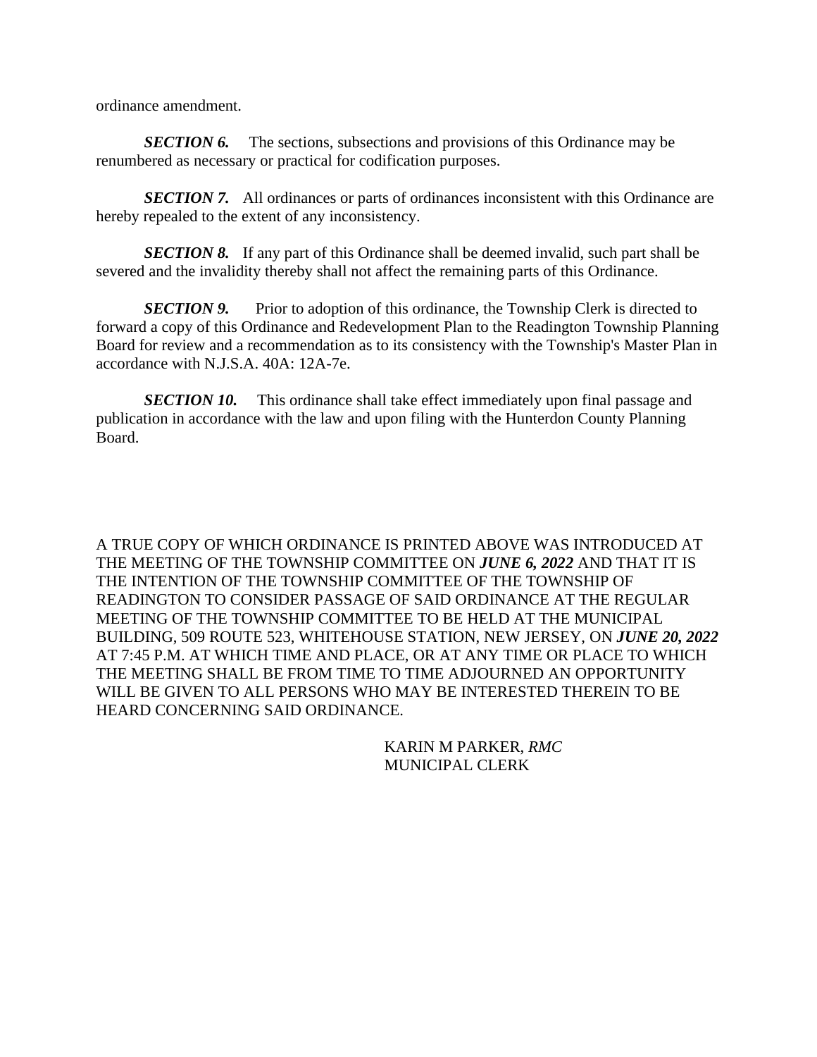ordinance amendment.

***SECTION 6.*** The sections, subsections and provisions of this Ordinance may be renumbered as necessary or practical for codification purposes.

***SECTION 7.*** All ordinances or parts of ordinances inconsistent with this Ordinance are hereby repealed to the extent of any inconsistency.

***SECTION 8.*** If any part of this Ordinance shall be deemed invalid, such part shall be severed and the invalidity thereby shall not affect the remaining parts of this Ordinance.

***SECTION 9.*** Prior to adoption of this ordinance, the Township Clerk is directed to forward a copy of this Ordinance and Redevelopment Plan to the Readington Township Planning Board for review and a recommendation as to its consistency with the Township's Master Plan in accordance with N.J.S.A. 40A: 12A-7e.

***SECTION 10.*** This ordinance shall take effect immediately upon final passage and publication in accordance with the law and upon filing with the Hunterdon County Planning Board.

A TRUE COPY OF WHICH ORDINANCE IS PRINTED ABOVE WAS INTRODUCED AT THE MEETING OF THE TOWNSHIP COMMITTEE ON ***JUNE 6, 2022*** AND THAT IT IS THE INTENTION OF THE TOWNSHIP COMMITTEE OF THE TOWNSHIP OF READINGTON TO CONSIDER PASSAGE OF SAID ORDINANCE AT THE REGULAR MEETING OF THE TOWNSHIP COMMITTEE TO BE HELD AT THE MUNICIPAL BUILDING, 509 ROUTE 523, WHITEHOUSE STATION, NEW JERSEY, ON ***JUNE 20, 2022*** AT 7:45 P.M. AT WHICH TIME AND PLACE, OR AT ANY TIME OR PLACE TO WHICH THE MEETING SHALL BE FROM TIME TO TIME ADJOURNED AN OPPORTUNITY WILL BE GIVEN TO ALL PERSONS WHO MAY BE INTERESTED THEREIN TO BE HEARD CONCERNING SAID ORDINANCE.

KARIN M PARKER, *RMC*
MUNICIPAL CLERK